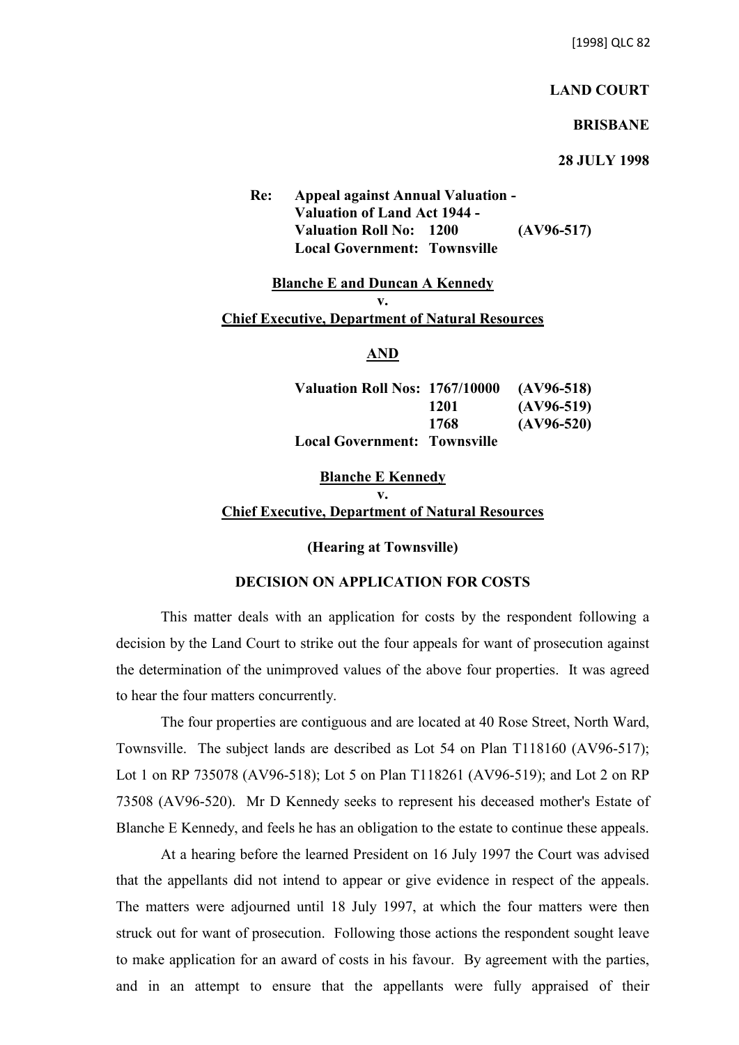[1998] QLC 82

**LAND COURT**

**BRISBANE**

**28 JULY 1998**

**Re: Appeal against Annual Valuation - Valuation of Land Act 1944 -**
**Valuation Roll No: 1200 (AV96-517)**
**Local Government: Townsville**

**Blanche E and Duncan A Kennedy**
**v.**
**Chief Executive, Department of Natural Resources**

**AND**

**Valuation Roll Nos: 1767/10000 (AV96-518)**
**1201 (AV96-519)**
**1768 (AV96-520)**
**Local Government: Townsville**

**Blanche E Kennedy**
**v.**
**Chief Executive, Department of Natural Resources**

**(Hearing at Townsville)**

**DECISION ON APPLICATION FOR COSTS**

This matter deals with an application for costs by the respondent following a decision by the Land Court to strike out the four appeals for want of prosecution against the determination of the unimproved values of the above four properties. It was agreed to hear the four matters concurrently.

The four properties are contiguous and are located at 40 Rose Street, North Ward, Townsville. The subject lands are described as Lot 54 on Plan T118160 (AV96-517); Lot 1 on RP 735078 (AV96-518); Lot 5 on Plan T118261 (AV96-519); and Lot 2 on RP 73508 (AV96-520). Mr D Kennedy seeks to represent his deceased mother's Estate of Blanche E Kennedy, and feels he has an obligation to the estate to continue these appeals.

At a hearing before the learned President on 16 July 1997 the Court was advised that the appellants did not intend to appear or give evidence in respect of the appeals. The matters were adjourned until 18 July 1997, at which the four matters were then struck out for want of prosecution. Following those actions the respondent sought leave to make application for an award of costs in his favour. By agreement with the parties, and in an attempt to ensure that the appellants were fully appraised of their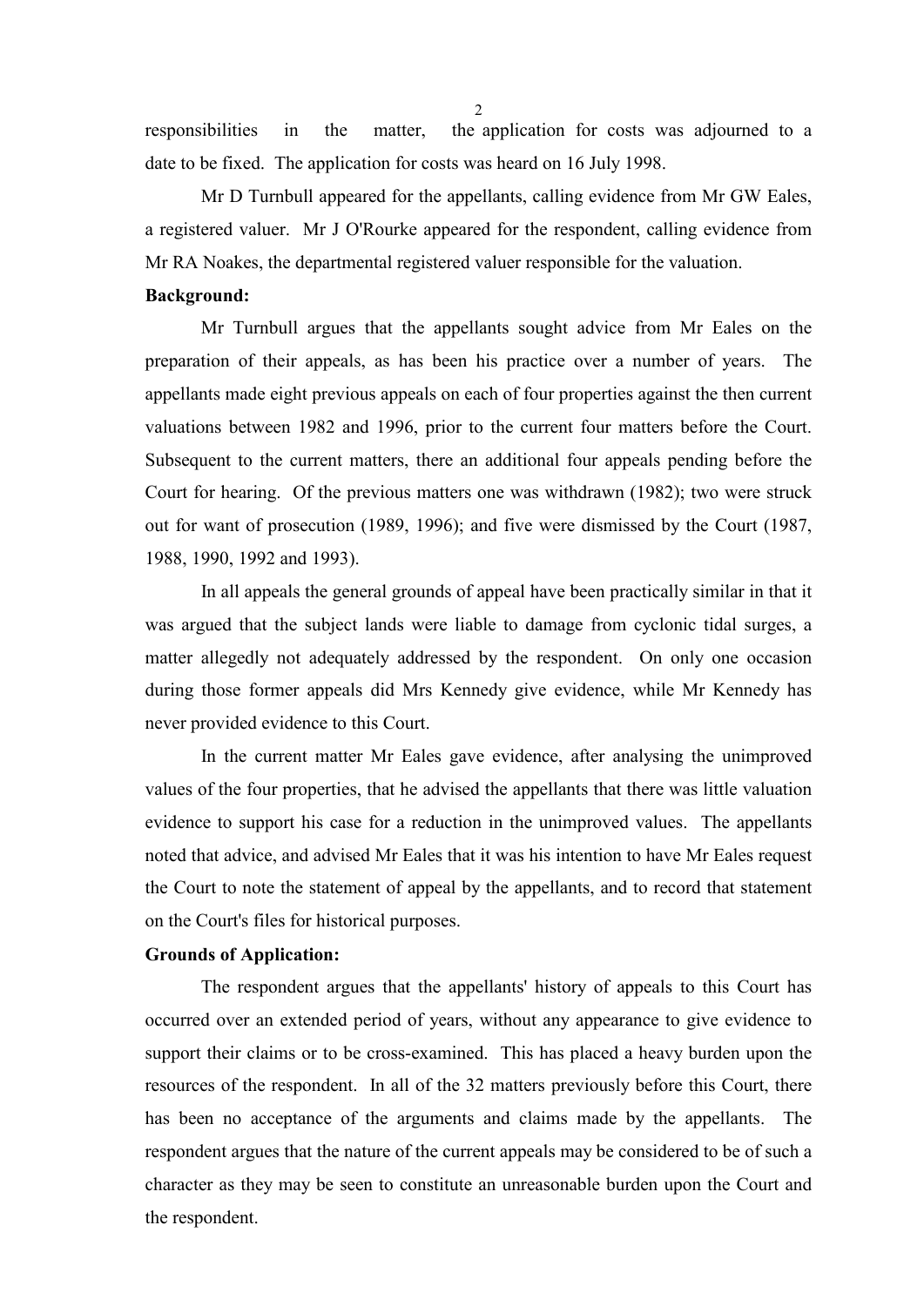responsibilities in the matter, the application for costs was adjourned to a date to be fixed. The application for costs was heard on 16 July 1998.

Mr D Turnbull appeared for the appellants, calling evidence from Mr GW Eales, a registered valuer. Mr J O'Rourke appeared for the respondent, calling evidence from Mr RA Noakes, the departmental registered valuer responsible for the valuation.

**Background:**

Mr Turnbull argues that the appellants sought advice from Mr Eales on the preparation of their appeals, as has been his practice over a number of years. The appellants made eight previous appeals on each of four properties against the then current valuations between 1982 and 1996, prior to the current four matters before the Court. Subsequent to the current matters, there an additional four appeals pending before the Court for hearing. Of the previous matters one was withdrawn (1982); two were struck out for want of prosecution (1989, 1996); and five were dismissed by the Court (1987, 1988, 1990, 1992 and 1993).

In all appeals the general grounds of appeal have been practically similar in that it was argued that the subject lands were liable to damage from cyclonic tidal surges, a matter allegedly not adequately addressed by the respondent. On only one occasion during those former appeals did Mrs Kennedy give evidence, while Mr Kennedy has never provided evidence to this Court.

In the current matter Mr Eales gave evidence, after analysing the unimproved values of the four properties, that he advised the appellants that there was little valuation evidence to support his case for a reduction in the unimproved values. The appellants noted that advice, and advised Mr Eales that it was his intention to have Mr Eales request the Court to note the statement of appeal by the appellants, and to record that statement on the Court's files for historical purposes.

**Grounds of Application:**

The respondent argues that the appellants' history of appeals to this Court has occurred over an extended period of years, without any appearance to give evidence to support their claims or to be cross-examined. This has placed a heavy burden upon the resources of the respondent. In all of the 32 matters previously before this Court, there has been no acceptance of the arguments and claims made by the appellants. The respondent argues that the nature of the current appeals may be considered to be of such a character as they may be seen to constitute an unreasonable burden upon the Court and the respondent.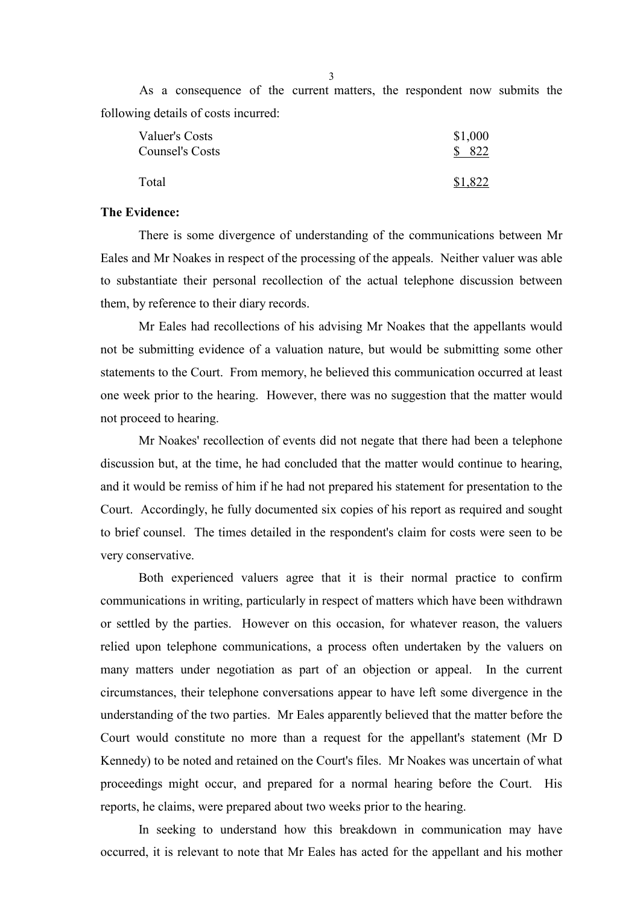As a consequence of the current matters, the respondent now submits the following details of costs incurred:

| | |
|---|---|
| Valuer's Costs | $1,000 |
| Counsel's Costs | $ 822 |
| Total | $1,822 |

**The Evidence:**

There is some divergence of understanding of the communications between Mr Eales and Mr Noakes in respect of the processing of the appeals. Neither valuer was able to substantiate their personal recollection of the actual telephone discussion between them, by reference to their diary records.

Mr Eales had recollections of his advising Mr Noakes that the appellants would not be submitting evidence of a valuation nature, but would be submitting some other statements to the Court. From memory, he believed this communication occurred at least one week prior to the hearing. However, there was no suggestion that the matter would not proceed to hearing.

Mr Noakes' recollection of events did not negate that there had been a telephone discussion but, at the time, he had concluded that the matter would continue to hearing, and it would be remiss of him if he had not prepared his statement for presentation to the Court. Accordingly, he fully documented six copies of his report as required and sought to brief counsel. The times detailed in the respondent's claim for costs were seen to be very conservative.

Both experienced valuers agree that it is their normal practice to confirm communications in writing, particularly in respect of matters which have been withdrawn or settled by the parties. However on this occasion, for whatever reason, the valuers relied upon telephone communications, a process often undertaken by the valuers on many matters under negotiation as part of an objection or appeal. In the current circumstances, their telephone conversations appear to have left some divergence in the understanding of the two parties. Mr Eales apparently believed that the matter before the Court would constitute no more than a request for the appellant's statement (Mr D Kennedy) to be noted and retained on the Court's files. Mr Noakes was uncertain of what proceedings might occur, and prepared for a normal hearing before the Court. His reports, he claims, were prepared about two weeks prior to the hearing.

In seeking to understand how this breakdown in communication may have occurred, it is relevant to note that Mr Eales has acted for the appellant and his mother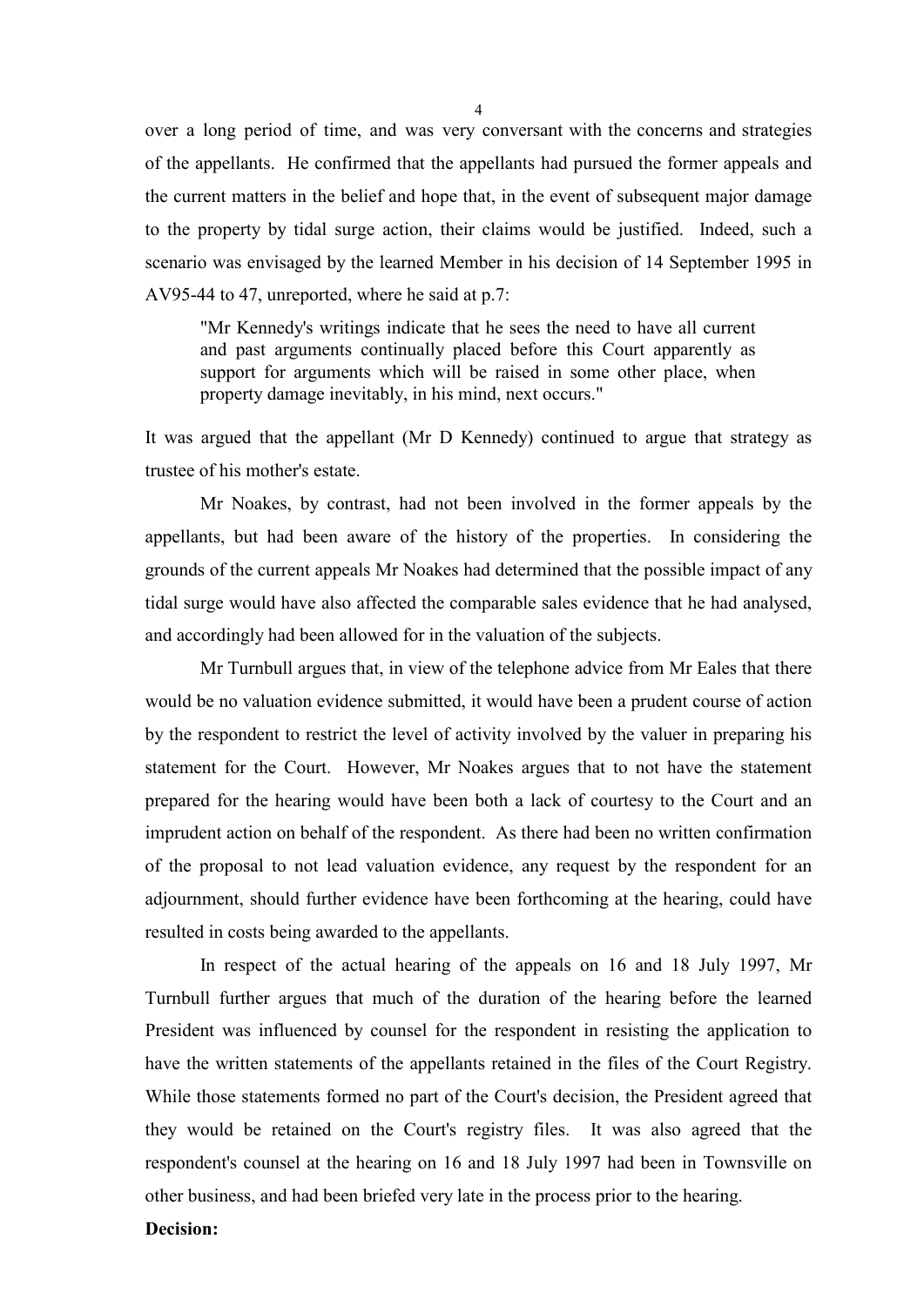over a long period of time, and was very conversant with the concerns and strategies of the appellants. He confirmed that the appellants had pursued the former appeals and the current matters in the belief and hope that, in the event of subsequent major damage to the property by tidal surge action, their claims would be justified. Indeed, such a scenario was envisaged by the learned Member in his decision of 14 September 1995 in AV95-44 to 47, unreported, where he said at p.7:

> "Mr Kennedy's writings indicate that he sees the need to have all current and past arguments continually placed before this Court apparently as support for arguments which will be raised in some other place, when property damage inevitably, in his mind, next occurs."

It was argued that the appellant (Mr D Kennedy) continued to argue that strategy as trustee of his mother's estate.

Mr Noakes, by contrast, had not been involved in the former appeals by the appellants, but had been aware of the history of the properties. In considering the grounds of the current appeals Mr Noakes had determined that the possible impact of any tidal surge would have also affected the comparable sales evidence that he had analysed, and accordingly had been allowed for in the valuation of the subjects.

Mr Turnbull argues that, in view of the telephone advice from Mr Eales that there would be no valuation evidence submitted, it would have been a prudent course of action by the respondent to restrict the level of activity involved by the valuer in preparing his statement for the Court. However, Mr Noakes argues that to not have the statement prepared for the hearing would have been both a lack of courtesy to the Court and an imprudent action on behalf of the respondent. As there had been no written confirmation of the proposal to not lead valuation evidence, any request by the respondent for an adjournment, should further evidence have been forthcoming at the hearing, could have resulted in costs being awarded to the appellants.

In respect of the actual hearing of the appeals on 16 and 18 July 1997, Mr Turnbull further argues that much of the duration of the hearing before the learned President was influenced by counsel for the respondent in resisting the application to have the written statements of the appellants retained in the files of the Court Registry. While those statements formed no part of the Court's decision, the President agreed that they would be retained on the Court's registry files. It was also agreed that the respondent's counsel at the hearing on 16 and 18 July 1997 had been in Townsville on other business, and had been briefed very late in the process prior to the hearing.

**Decision:**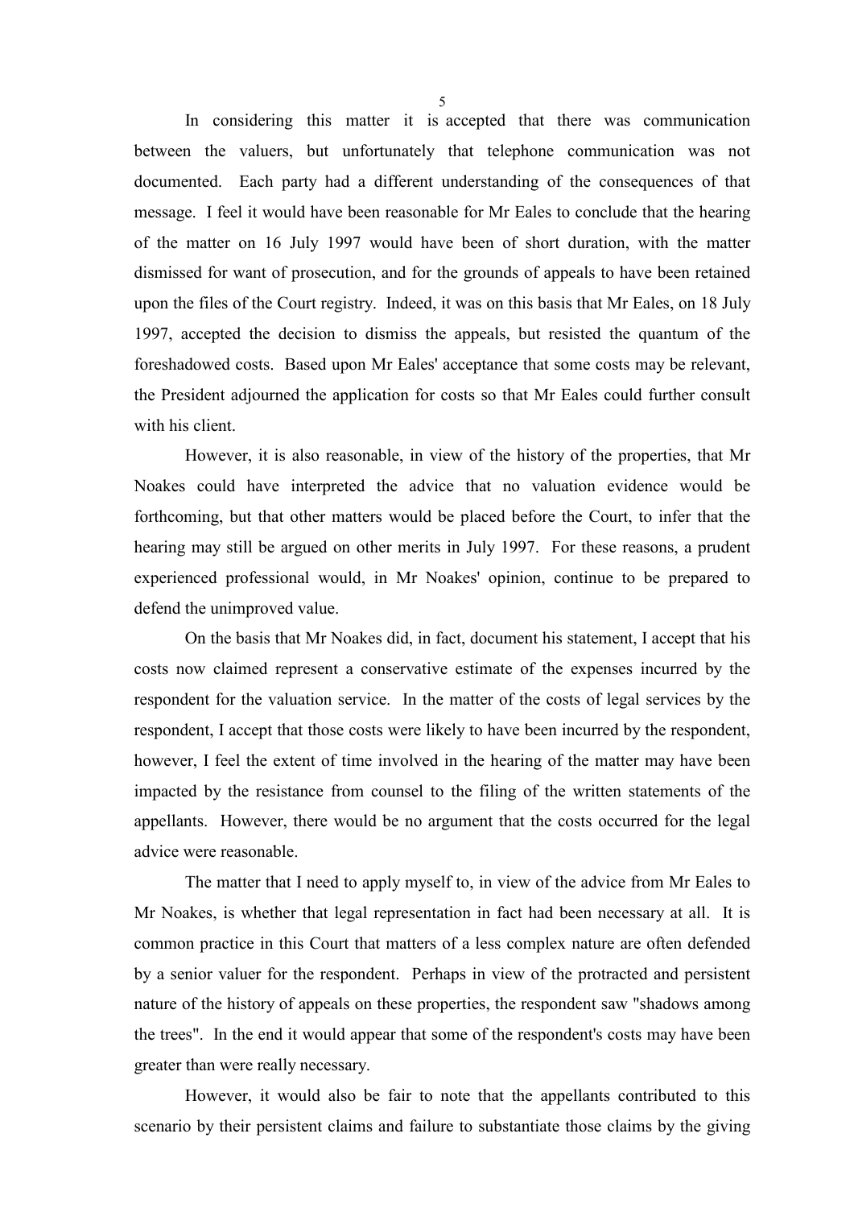In considering this matter it is accepted that there was communication between the valuers, but unfortunately that telephone communication was not documented. Each party had a different understanding of the consequences of that message. I feel it would have been reasonable for Mr Eales to conclude that the hearing of the matter on 16 July 1997 would have been of short duration, with the matter dismissed for want of prosecution, and for the grounds of appeals to have been retained upon the files of the Court registry. Indeed, it was on this basis that Mr Eales, on 18 July 1997, accepted the decision to dismiss the appeals, but resisted the quantum of the foreshadowed costs. Based upon Mr Eales' acceptance that some costs may be relevant, the President adjourned the application for costs so that Mr Eales could further consult with his client.

However, it is also reasonable, in view of the history of the properties, that Mr Noakes could have interpreted the advice that no valuation evidence would be forthcoming, but that other matters would be placed before the Court, to infer that the hearing may still be argued on other merits in July 1997. For these reasons, a prudent experienced professional would, in Mr Noakes' opinion, continue to be prepared to defend the unimproved value.

On the basis that Mr Noakes did, in fact, document his statement, I accept that his costs now claimed represent a conservative estimate of the expenses incurred by the respondent for the valuation service. In the matter of the costs of legal services by the respondent, I accept that those costs were likely to have been incurred by the respondent, however, I feel the extent of time involved in the hearing of the matter may have been impacted by the resistance from counsel to the filing of the written statements of the appellants. However, there would be no argument that the costs occurred for the legal advice were reasonable.

The matter that I need to apply myself to, in view of the advice from Mr Eales to Mr Noakes, is whether that legal representation in fact had been necessary at all. It is common practice in this Court that matters of a less complex nature are often defended by a senior valuer for the respondent. Perhaps in view of the protracted and persistent nature of the history of appeals on these properties, the respondent saw "shadows among the trees". In the end it would appear that some of the respondent's costs may have been greater than were really necessary.

However, it would also be fair to note that the appellants contributed to this scenario by their persistent claims and failure to substantiate those claims by the giving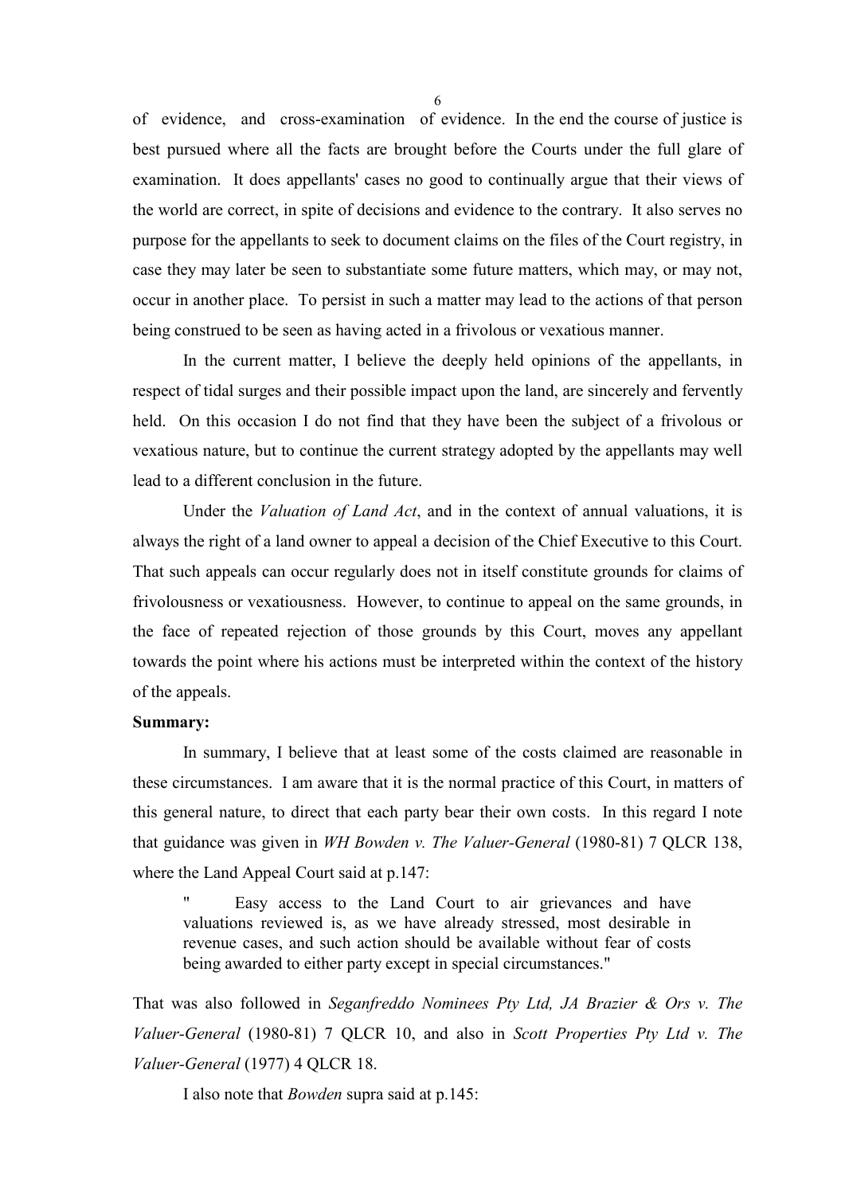of evidence, and cross-examination of evidence. In the end the course of justice is best pursued where all the facts are brought before the Courts under the full glare of examination. It does appellants' cases no good to continually argue that their views of the world are correct, in spite of decisions and evidence to the contrary. It also serves no purpose for the appellants to seek to document claims on the files of the Court registry, in case they may later be seen to substantiate some future matters, which may, or may not, occur in another place. To persist in such a matter may lead to the actions of that person being construed to be seen as having acted in a frivolous or vexatious manner.

In the current matter, I believe the deeply held opinions of the appellants, in respect of tidal surges and their possible impact upon the land, are sincerely and fervently held. On this occasion I do not find that they have been the subject of a frivolous or vexatious nature, but to continue the current strategy adopted by the appellants may well lead to a different conclusion in the future.

Under the *Valuation of Land Act*, and in the context of annual valuations, it is always the right of a land owner to appeal a decision of the Chief Executive to this Court. That such appeals can occur regularly does not in itself constitute grounds for claims of frivolousness or vexatiousness. However, to continue to appeal on the same grounds, in the face of repeated rejection of those grounds by this Court, moves any appellant towards the point where his actions must be interpreted within the context of the history of the appeals.

**Summary:**

In summary, I believe that at least some of the costs claimed are reasonable in these circumstances. I am aware that it is the normal practice of this Court, in matters of this general nature, to direct that each party bear their own costs. In this regard I note that guidance was given in *WH Bowden v. The Valuer-General* (1980-81) 7 QLCR 138, where the Land Appeal Court said at p.147:

> " Easy access to the Land Court to air grievances and have valuations reviewed is, as we have already stressed, most desirable in revenue cases, and such action should be available without fear of costs being awarded to either party except in special circumstances."

That was also followed in *Seganfreddo Nominees Pty Ltd, JA Brazier & Ors v. The Valuer-General* (1980-81) 7 QLCR 10, and also in *Scott Properties Pty Ltd v. The Valuer-General* (1977) 4 QLCR 18.

I also note that *Bowden* supra said at p.145: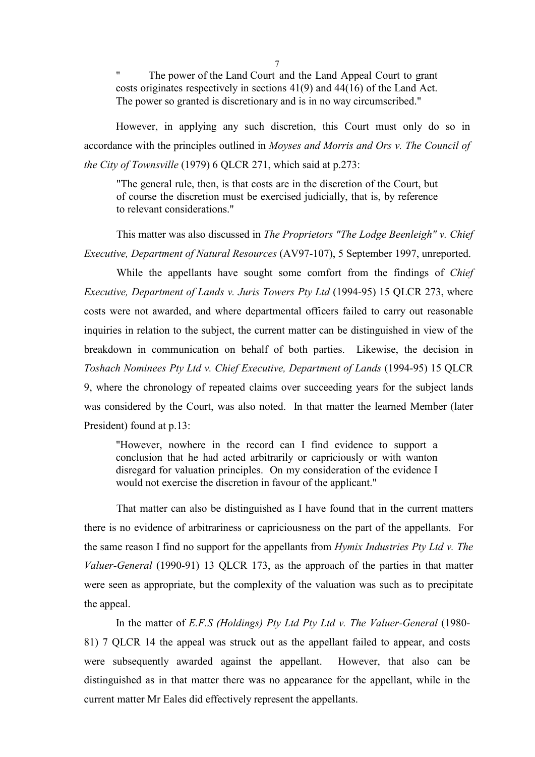> "The power of the Land Court and the Land Appeal Court to grant costs originates respectively in sections 41(9) and 44(16) of the Land Act. The power so granted is discretionary and is in no way circumscribed."

However, in applying any such discretion, this Court must only do so in accordance with the principles outlined in *Moyses and Morris and Ors v. The Council of the City of Townsville* (1979) 6 QLCR 271, which said at p.273:

> "The general rule, then, is that costs are in the discretion of the Court, but of course the discretion must be exercised judicially, that is, by reference to relevant considerations."

This matter was also discussed in *The Proprietors "The Lodge Beenleigh" v. Chief Executive, Department of Natural Resources* (AV97-107), 5 September 1997, unreported.

While the appellants have sought some comfort from the findings of *Chief Executive, Department of Lands v. Juris Towers Pty Ltd* (1994-95) 15 QLCR 273, where costs were not awarded, and where departmental officers failed to carry out reasonable inquiries in relation to the subject, the current matter can be distinguished in view of the breakdown in communication on behalf of both parties. Likewise, the decision in *Toshach Nominees Pty Ltd v. Chief Executive, Department of Lands* (1994-95) 15 QLCR 9, where the chronology of repeated claims over succeeding years for the subject lands was considered by the Court, was also noted. In that matter the learned Member (later President) found at p.13:

> "However, nowhere in the record can I find evidence to support a conclusion that he had acted arbitrarily or capriciously or with wanton disregard for valuation principles. On my consideration of the evidence I would not exercise the discretion in favour of the applicant."

That matter can also be distinguished as I have found that in the current matters there is no evidence of arbitrariness or capriciousness on the part of the appellants. For the same reason I find no support for the appellants from *Hymix Industries Pty Ltd v. The Valuer-General* (1990-91) 13 QLCR 173, as the approach of the parties in that matter were seen as appropriate, but the complexity of the valuation was such as to precipitate the appeal.

In the matter of *E.F.S (Holdings) Pty Ltd Pty Ltd v. The Valuer-General* (1980-81) 7 QLCR 14 the appeal was struck out as the appellant failed to appear, and costs were subsequently awarded against the appellant. However, that also can be distinguished as in that matter there was no appearance for the appellant, while in the current matter Mr Eales did effectively represent the appellants.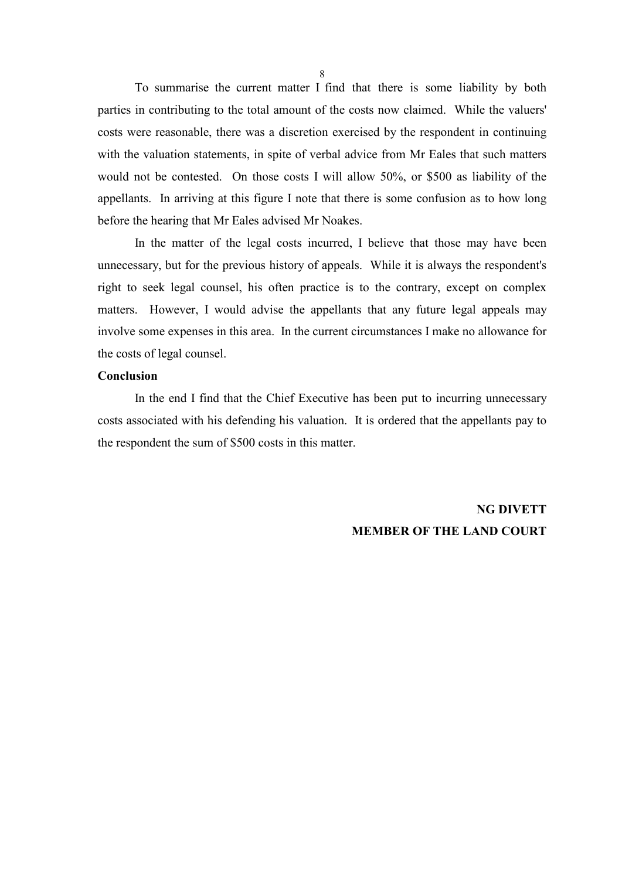To summarise the current matter I find that there is some liability by both parties in contributing to the total amount of the costs now claimed. While the valuers' costs were reasonable, there was a discretion exercised by the respondent in continuing with the valuation statements, in spite of verbal advice from Mr Eales that such matters would not be contested. On those costs I will allow 50%, or $500 as liability of the appellants. In arriving at this figure I note that there is some confusion as to how long before the hearing that Mr Eales advised Mr Noakes.

In the matter of the legal costs incurred, I believe that those may have been unnecessary, but for the previous history of appeals. While it is always the respondent's right to seek legal counsel, his often practice is to the contrary, except on complex matters. However, I would advise the appellants that any future legal appeals may involve some expenses in this area. In the current circumstances I make no allowance for the costs of legal counsel.

**Conclusion**

In the end I find that the Chief Executive has been put to incurring unnecessary costs associated with his defending his valuation. It is ordered that the appellants pay to the respondent the sum of $500 costs in this matter.

**NG DIVETT**
**MEMBER OF THE LAND COURT**